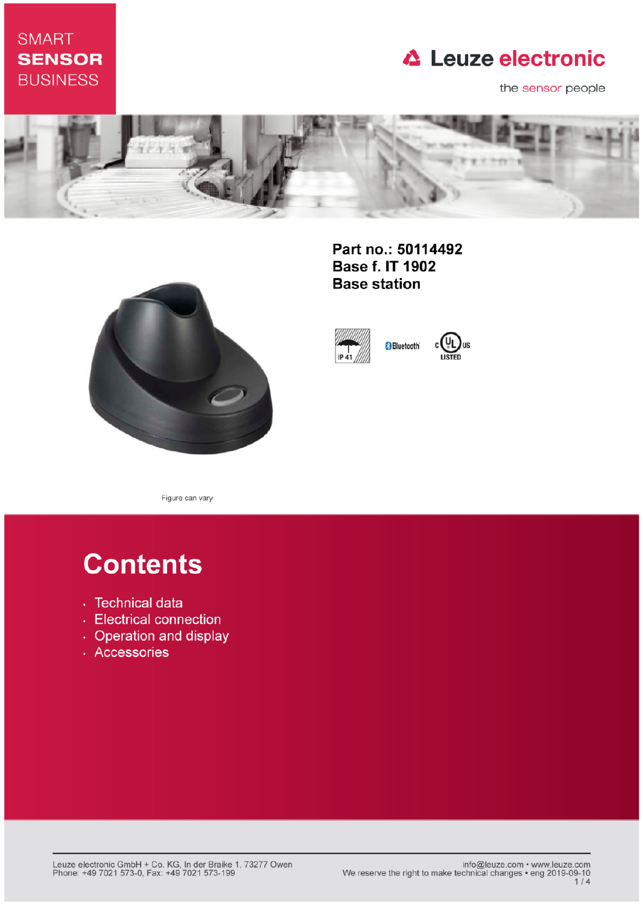SMART
**SENSOR**
BUSINESS

Leuze electronic

the sensor people

# Part no.: 50114492
# Base f. IT 1902
# Base station

IP 41

Bluetooth

c UL us LISTED

Figure can vary

## Contents

- Technical data
- Electrical connection
- Operation and display
- Accessories

Leuze electronic GmbH + Co. KG, In der Braike 1, 73277 Owen
Phone: +49 7021 573-0, Fax: +49 7021 573-199

info@leuze.com • www.leuze.com
We reserve the right to make technical changes • eng 2019-09-10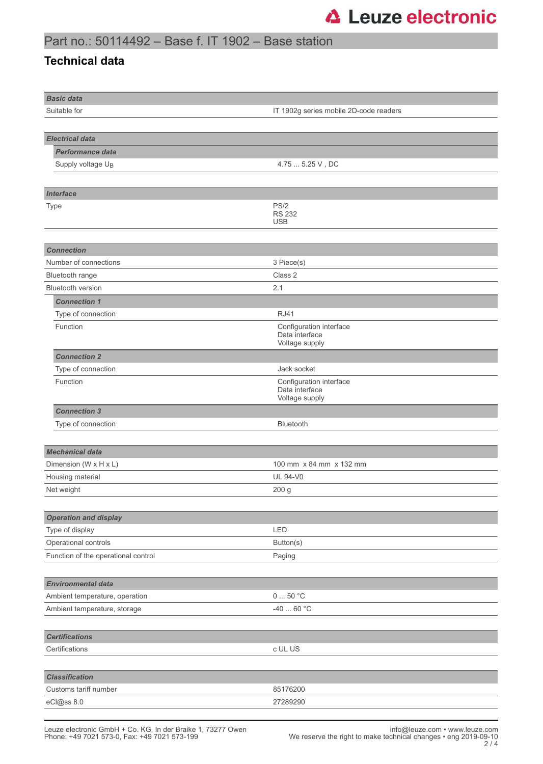# Part no.: 50114492 – Base f. IT 1902 – Base station

## Technical data

| ***Basic data*** | |
|---|---|
| Suitable for | IT 1902g series mobile 2D-code readers |

| ***Electrical data*** | |
|---|---|
| ***Performance data*** | |
| Supply voltage $U_B$ | 4.75 ... 5.25 V , DC |

| ***Interface*** | |
|---|---|
| Type | PS/2<br>RS 232<br>USB |

| ***Connection*** | |
|---|---|
| Number of connections | 3 Piece(s) |
| Bluetooth range | Class 2 |
| Bluetooth version | 2.1 |
| ***Connection 1*** | |
| Type of connection | RJ41 |
| Function | Configuration interface<br>Data interface<br>Voltage supply |
| ***Connection 2*** | |
| Type of connection | Jack socket |
| Function | Configuration interface<br>Data interface<br>Voltage supply |
| ***Connection 3*** | |
| Type of connection | Bluetooth |

| ***Mechanical data*** | |
|---|---|
| Dimension (W x H x L) | 100 mm x 84 mm x 132 mm |
| Housing material | UL 94-V0 |
| Net weight | 200 g |

| ***Operation and display*** | |
|---|---|
| Type of display | LED |
| Operational controls | Button(s) |
| Function of the operational control | Paging |

| ***Environmental data*** | |
|---|---|
| Ambient temperature, operation | 0 ... 50 °C |
| Ambient temperature, storage | -40 ... 60 °C |

| ***Certifications*** | |
|---|---|
| Certifications | c UL US |

| ***Classification*** | |
|---|---|
| Customs tariff number | 85176200 |
| eCl@ss 8.0 | 27289290 |

Leuze electronic GmbH + Co. KG, In der Braike 1, 73277 Owen
Phone: +49 7021 573-0, Fax: +49 7021 573-199

info@leuze.com • www.leuze.com
We reserve the right to make technical changes • eng 2019-09-10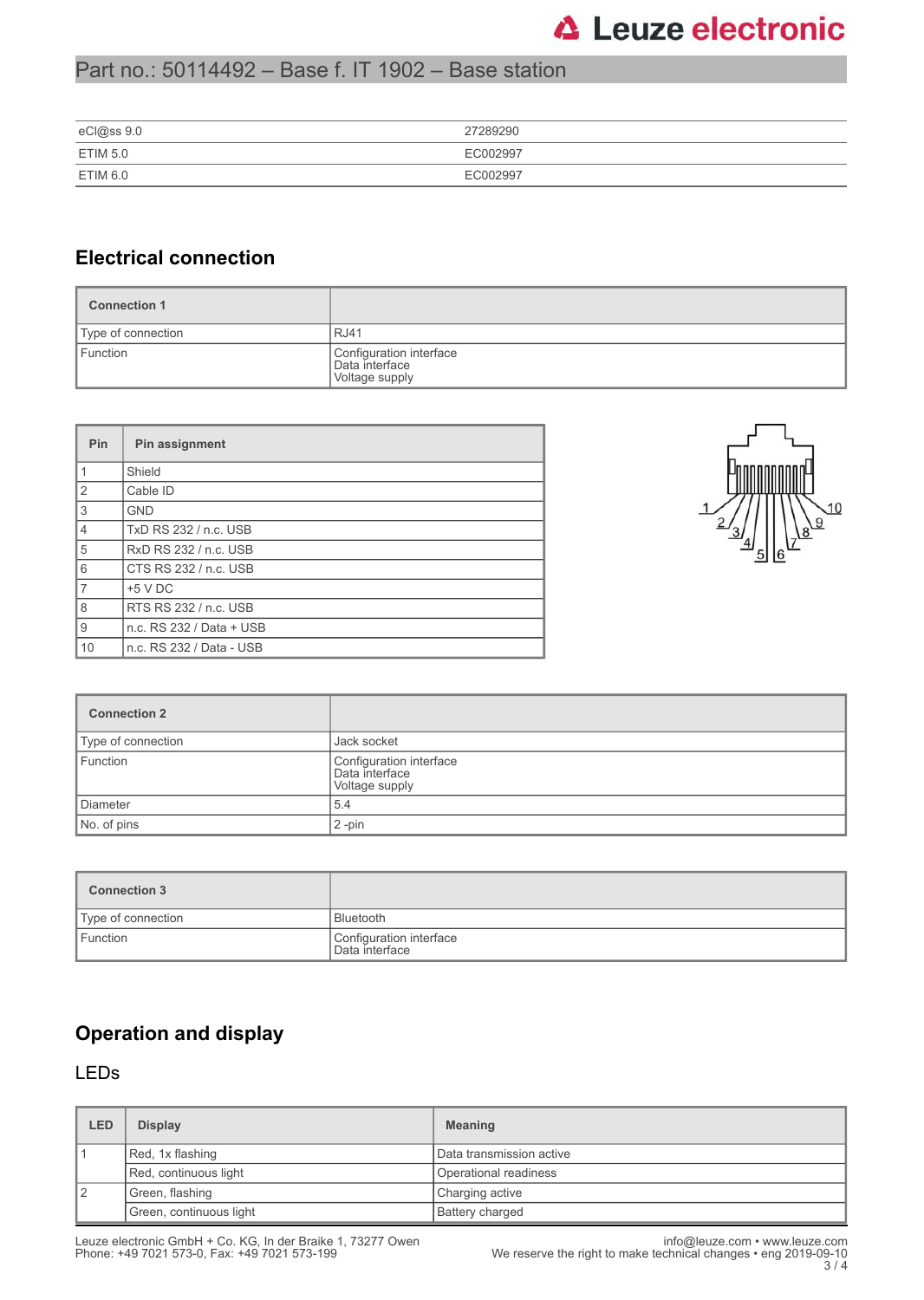| | |
|---|---|
| eCl@ss 9.0 | 27289290 |
| ETIM 5.0 | EC002997 |
| ETIM 6.0 | EC002997 |

## Electrical connection

| Connection 1 | |
|---|---|
| Type of connection | RJ41 |
| Function | Configuration interface<br>Data interface<br>Voltage supply |

| Pin | Pin assignment |
|---|---|
| 1 | Shield |
| 2 | Cable ID |
| 3 | GND |
| 4 | TxD RS 232 / n.c. USB |
| 5 | RxD RS 232 / n.c. USB |
| 6 | CTS RS 232 / n.c. USB |
| 7 | +5 V DC |
| 8 | RTS RS 232 / n.c. USB |
| 9 | n.c. RS 232 / Data + USB |
| 10 | n.c. RS 232 / Data - USB |

| Connection 2 | |
|---|---|
| Type of connection | Jack socket |
| Function | Configuration interface<br>Data interface<br>Voltage supply |
| Diameter | 5.4 |
| No. of pins | 2 -pin |

| Connection 3 | |
|---|---|
| Type of connection | Bluetooth |
| Function | Configuration interface<br>Data interface |

## Operation and display

### LEDs

| LED | Display | Meaning |
|---|---|---|
| 1 | Red, 1x flashing | Data transmission active |
| | Red, continuous light | Operational readiness |
| 2 | Green, flashing | Charging active |
| | Green, continuous light | Battery charged |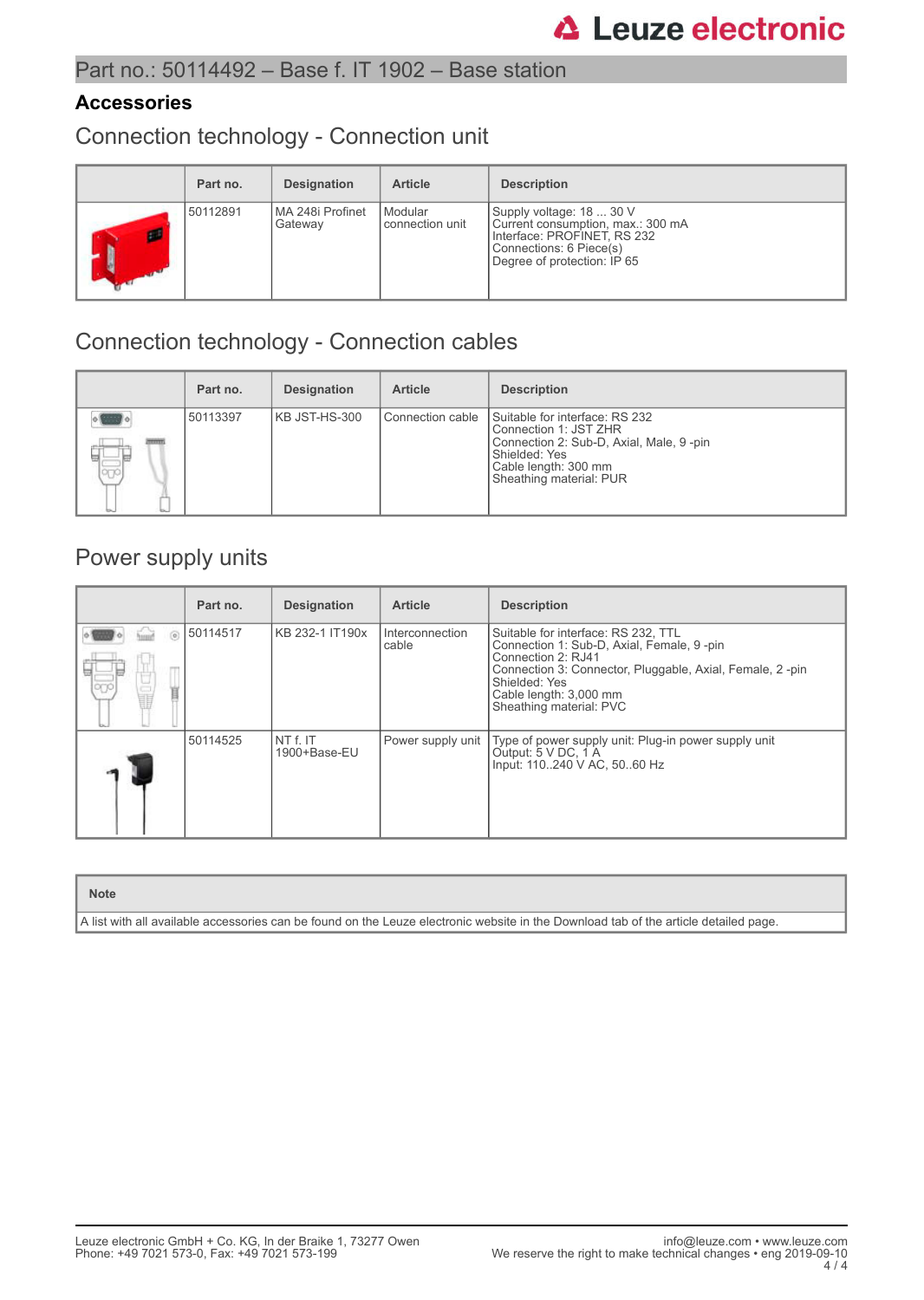Part no.: 50114492 – Base f. IT 1902 – Base station

## Accessories

### Connection technology - Connection unit

| | Part no. | Designation | Article | Description |
|---|---|---|---|---|
| | 50112891 | MA 248i Profinet Gateway | Modular connection unit | Supply voltage: 18 ... 30 V<br>Current consumption, max.: 300 mA<br>Interface: PROFINET, RS 232<br>Connections: 6 Piece(s)<br>Degree of protection: IP 65 |

### Connection technology - Connection cables

| | Part no. | Designation | Article | Description |
|---|---|---|---|---|
| | 50113397 | KB JST-HS-300 | Connection cable | Suitable for interface: RS 232<br>Connection 1: JST ZHR<br>Connection 2: Sub-D, Axial, Male, 9 -pin<br>Shielded: Yes<br>Cable length: 300 mm<br>Sheathing material: PUR |

### Power supply units

| | Part no. | Designation | Article | Description |
|---|---|---|---|---|
| | 50114517 | KB 232-1 IT190x | Interconnection cable | Suitable for interface: RS 232, TTL<br>Connection 1: Sub-D, Axial, Female, 9 -pin<br>Connection 2: RJ41<br>Connection 3: Connector, Pluggable, Axial, Female, 2 -pin<br>Shielded: Yes<br>Cable length: 3,000 mm<br>Sheathing material: PVC |
| | 50114525 | NT f. IT 1900+Base-EU | Power supply unit | Type of power supply unit: Plug-in power supply unit<br>Output: 5 V DC, 1 A<br>Input: 110..240 V AC, 50..60 Hz |

| Note |
|---|
| A list with all available accessories can be found on the Leuze electronic website in the Download tab of the article detailed page. |

Leuze electronic GmbH + Co. KG, In der Braike 1, 73277 Owen
Phone: +49 7021 573-0, Fax: +49 7021 573-199

info@leuze.com • www.leuze.com
We reserve the right to make technical changes • eng 2019-09-10